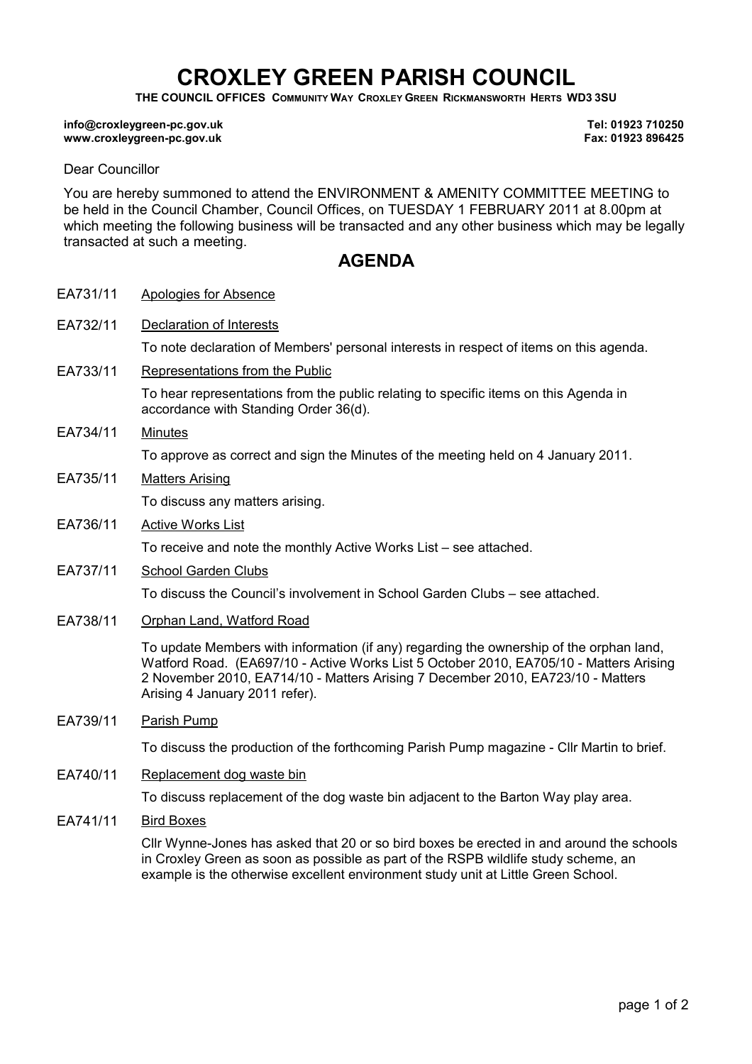# CROXLEY GREEN PARISH COUNCIL

**THE COUNCIL OFFICES COMMUNITY WAY CROXLEY GREEN RICKMANSWORTH HERTS WD3 3SU**

**info@croxleygreen-pc.gov.uk**
**www.croxleygreen-pc.gov.uk**

**Tel: 01923 710250**
**Fax: 01923 896425**

Dear Councillor

You are hereby summoned to attend the ENVIRONMENT & AMENITY COMMITTEE MEETING to be held in the Council Chamber, Council Offices, on TUESDAY 1 FEBRUARY 2011 at 8.00pm at which meeting the following business will be transacted and any other business which may be legally transacted at such a meeting.

## AGENDA

EA731/11 Apologies for Absence

EA732/11 Declaration of Interests

To note declaration of Members' personal interests in respect of items on this agenda.

EA733/11 Representations from the Public

To hear representations from the public relating to specific items on this Agenda in accordance with Standing Order 36(d).

EA734/11 Minutes

To approve as correct and sign the Minutes of the meeting held on 4 January 2011.

EA735/11 Matters Arising

To discuss any matters arising.

EA736/11 Active Works List

To receive and note the monthly Active Works List – see attached.

EA737/11 School Garden Clubs

To discuss the Council's involvement in School Garden Clubs – see attached.

EA738/11 Orphan Land, Watford Road

To update Members with information (if any) regarding the ownership of the orphan land, Watford Road. (EA697/10 - Active Works List 5 October 2010, EA705/10 - Matters Arising 2 November 2010, EA714/10 - Matters Arising 7 December 2010, EA723/10 - Matters Arising 4 January 2011 refer).

EA739/11 Parish Pump

To discuss the production of the forthcoming Parish Pump magazine - Cllr Martin to brief.

EA740/11 Replacement dog waste bin

To discuss replacement of the dog waste bin adjacent to the Barton Way play area.

EA741/11 Bird Boxes

Cllr Wynne-Jones has asked that 20 or so bird boxes be erected in and around the schools in Croxley Green as soon as possible as part of the RSPB wildlife study scheme, an example is the otherwise excellent environment study unit at Little Green School.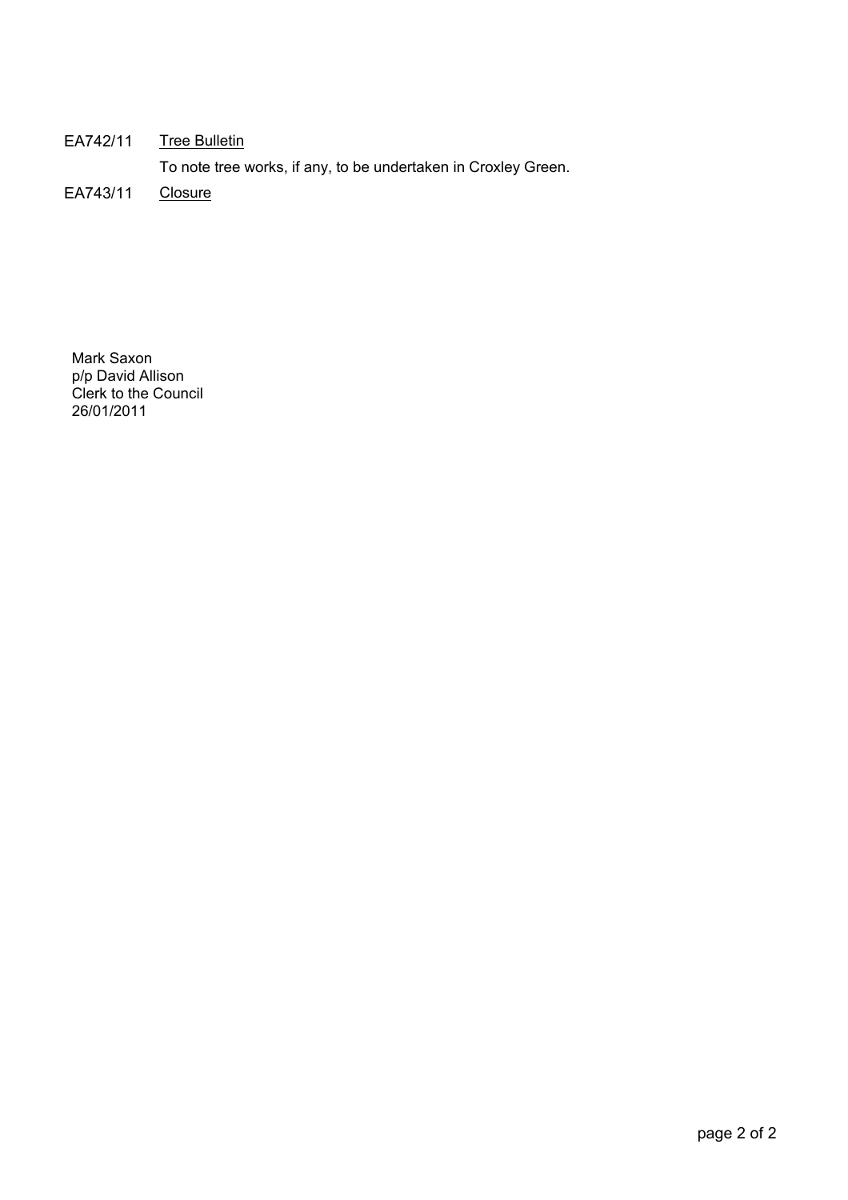EA742/11 Tree Bulletin

To note tree works, if any, to be undertaken in Croxley Green.

EA743/11 Closure

Mark Saxon
p/p David Allison
Clerk to the Council
26/01/2011